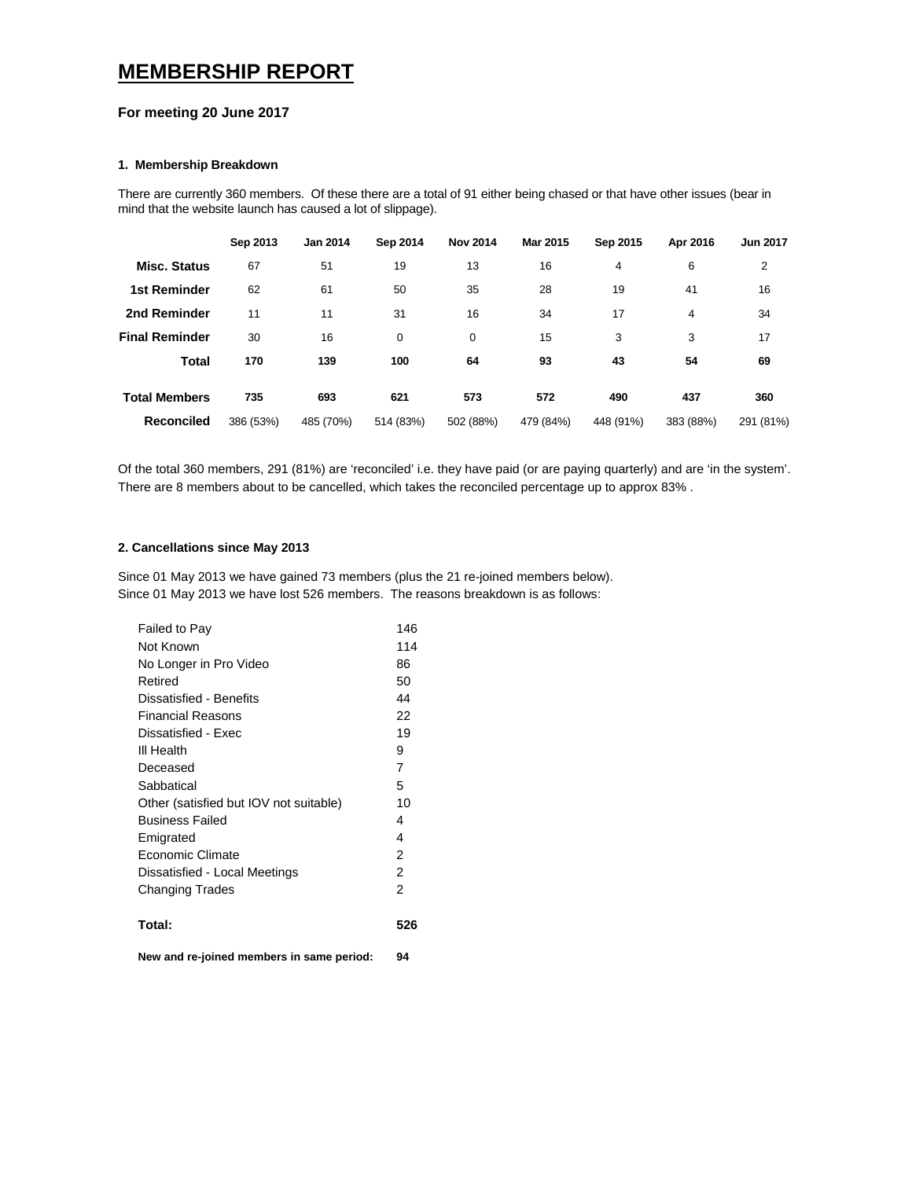# MEMBERSHIP REPORT

### For meeting 20 June 2017

#### 1. Membership Breakdown

There are currently 360 members. Of these there are a total of 91 either being chased or that have other issues (bear in mind that the website launch has caused a lot of slippage).

| | Sep 2013 | Jan 2014 | Sep 2014 | Nov 2014 | Mar 2015 | Sep 2015 | Apr 2016 | Jun 2017 |
|---|---|---|---|---|---|---|---|---|
| **Misc. Status** | 67 | 51 | 19 | 13 | 16 | 4 | 6 | 2 |
| **1st Reminder** | 62 | 61 | 50 | 35 | 28 | 19 | 41 | 16 |
| **2nd Reminder** | 11 | 11 | 31 | 16 | 34 | 17 | 4 | 34 |
| **Final Reminder** | 30 | 16 | 0 | 0 | 15 | 3 | 3 | 17 |
| **Total** | **170** | **139** | **100** | **64** | **93** | **43** | **54** | **69** |
| **Total Members** | **735** | **693** | **621** | **573** | **572** | **490** | **437** | **360** |
| **Reconciled** | 386 (53%) | 485 (70%) | 514 (83%) | 502 (88%) | 479 (84%) | 448 (91%) | 383 (88%) | 291 (81%) |

Of the total 360 members, 291 (81%) are 'reconciled' i.e. they have paid (or are paying quarterly) and are 'in the system'. There are 8 members about to be cancelled, which takes the reconciled percentage up to approx 83% .

#### 2. Cancellations since May 2013

Since 01 May 2013 we have gained 73 members (plus the 21 re-joined members below).
Since 01 May 2013 we have lost 526 members. The reasons breakdown is as follows:

| | |
|---|---|
| Failed to Pay | 146 |
| Not Known | 114 |
| No Longer in Pro Video | 86 |
| Retired | 50 |
| Dissatisfied - Benefits | 44 |
| Financial Reasons | 22 |
| Dissatisfied - Exec | 19 |
| Ill Health | 9 |
| Deceased | 7 |
| Sabbatical | 5 |
| Other (satisfied but IOV not suitable) | 10 |
| Business Failed | 4 |
| Emigrated | 4 |
| Economic Climate | 2 |
| Dissatisfied - Local Meetings | 2 |
| Changing Trades | 2 |
| **Total:** | **526** |
| **New and re-joined members in same period:** | **94** |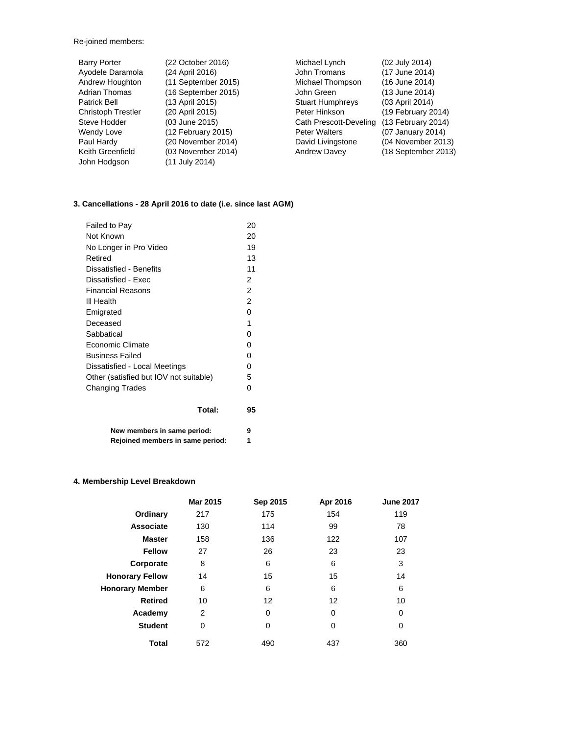Re-joined members:

| | | | |
|---|---|---|---|
| Barry Porter | (22 October 2016) | Michael Lynch | (02 July 2014) |
| Ayodele Daramola | (24 April 2016) | John Tromans | (17 June 2014) |
| Andrew Houghton | (11 September 2015) | Michael Thompson | (16 June 2014) |
| Adrian Thomas | (16 September 2015) | John Green | (13 June 2014) |
| Patrick Bell | (13 April 2015) | Stuart Humphreys | (03 April 2014) |
| Christoph Trestler | (20 April 2015) | Peter Hinkson | (19 February 2014) |
| Steve Hodder | (03 June 2015) | Cath Prescott-Develing | (13 February 2014) |
| Wendy Love | (12 February 2015) | Peter Walters | (07 January 2014) |
| Paul Hardy | (20 November 2014) | David Livingstone | (04 November 2013) |
| Keith Greenfield | (03 November 2014) | Andrew Davey | (18 September 2013) |
| John Hodgson | (11 July 2014) | | |

### 3. Cancellations - 28 April 2016 to date (i.e. since last AGM)

| | |
|---|---|
| Failed to Pay | 20 |
| Not Known | 20 |
| No Longer in Pro Video | 19 |
| Retired | 13 |
| Dissatisfied - Benefits | 11 |
| Dissatisfied - Exec | 2 |
| Financial Reasons | 2 |
| Ill Health | 2 |
| Emigrated | 0 |
| Deceased | 1 |
| Sabbatical | 0 |
| Economic Climate | 0 |
| Business Failed | 0 |
| Dissatisfied - Local Meetings | 0 |
| Other (satisfied but IOV not suitable) | 5 |
| Changing Trades | 0 |
| **Total:** | **95** |

**New members in same period:** **9**
**Rejoined members in same period:** **1**

### 4. Membership Level Breakdown

| | Mar 2015 | Sep 2015 | Apr 2016 | June 2017 |
|---|---|---|---|---|
| **Ordinary** | 217 | 175 | 154 | 119 |
| **Associate** | 130 | 114 | 99 | 78 |
| **Master** | 158 | 136 | 122 | 107 |
| **Fellow** | 27 | 26 | 23 | 23 |
| **Corporate** | 8 | 6 | 6 | 3 |
| **Honorary Fellow** | 14 | 15 | 15 | 14 |
| **Honorary Member** | 6 | 6 | 6 | 6 |
| **Retired** | 10 | 12 | 12 | 10 |
| **Academy** | 2 | 0 | 0 | 0 |
| **Student** | 0 | 0 | 0 | 0 |
| **Total** | 572 | 490 | 437 | 360 |